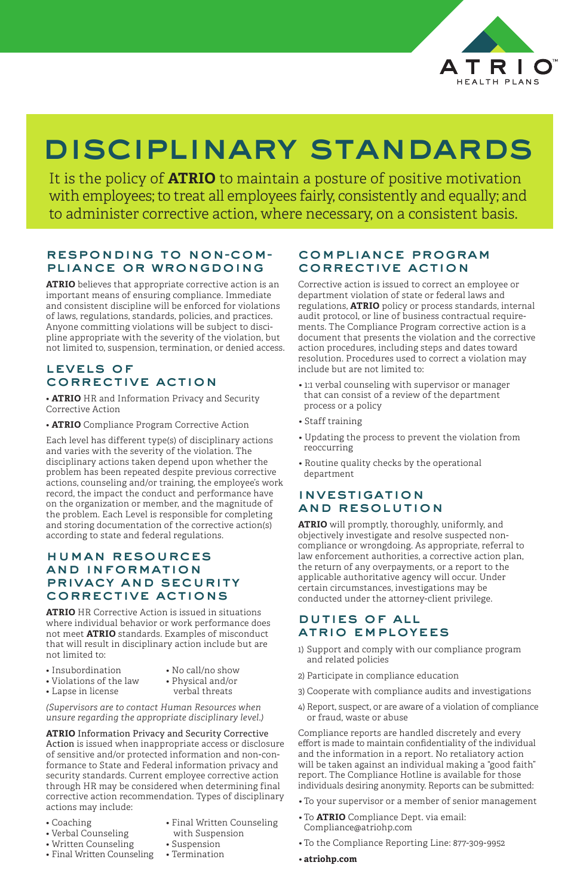# DISCIPLINARY STANDARDS

It is the policy of **ATRIO** to maintain a posture of positive motivation with employees; to treat all employees fairly, consistently and equally; and to administer corrective action, where necessary, on a consistent basis.

## RESPONDING TO NON-COMPLIANCE OR WRONGDOING

**ATRIO** believes that appropriate corrective action is an important means of ensuring compliance. Immediate and consistent discipline will be enforced for violations of laws, regulations, standards, policies, and practices. Anyone committing violations will be subject to discipline appropriate with the severity of the violation, but not limited to, suspension, termination, or denied access.

## LEVELS OF CORRECTIVE ACTION

- **ATRIO** HR and Information Privacy and Security Corrective Action
- **ATRIO** Compliance Program Corrective Action

Each level has different type(s) of disciplinary actions and varies with the severity of the violation. The disciplinary actions taken depend upon whether the problem has been repeated despite previous corrective actions, counseling and/or training, the employee's work record, the impact the conduct and performance have on the organization or member, and the magnitude of the problem. Each Level is responsible for completing and storing documentation of the corrective action(s) according to state and federal regulations.

## HUMAN RESOURCES AND INFORMATION PRIVACY AND SECURITY CORRECTIVE ACTIONS

**ATRIO** HR Corrective Action is issued in situations where individual behavior or work performance does not meet **ATRIO** standards. Examples of misconduct that will result in disciplinary action include but are not limited to:

- Insubordination
- Violations of the law
- Lapse in license
- No call/no show
- Physical and/or verbal threats

*(Supervisors are to contact Human Resources when unsure regarding the appropriate disciplinary level.)*

**ATRIO** Information Privacy and Security Corrective Action is issued when inappropriate access or disclosure of sensitive and/or protected information and non-conformance to State and Federal information privacy and security standards. Current employee corrective action through HR may be considered when determining final corrective action recommendation. Types of disciplinary actions may include:

- Coaching
- Verbal Counseling
- Written Counseling
- Final Written Counseling
- Final Written Counseling with Suspension
- Suspension
- Termination

## COMPLIANCE PROGRAM CORRECTIVE ACTION

Corrective action is issued to correct an employee or department violation of state or federal laws and regulations, **ATRIO** policy or process standards, internal audit protocol, or line of business contractual requirements. The Compliance Program corrective action is a document that presents the violation and the corrective action procedures, including steps and dates toward resolution. Procedures used to correct a violation may include but are not limited to:

- 1:1 verbal counseling with supervisor or manager that can consist of a review of the department process or a policy
- Staff training
- Updating the process to prevent the violation from reoccurring
- Routine quality checks by the operational department

## INVESTIGATION AND RESOLUTION

**ATRIO** will promptly, thoroughly, uniformly, and objectively investigate and resolve suspected non-compliance or wrongdoing. As appropriate, referral to law enforcement authorities, a corrective action plan, the return of any overpayments, or a report to the applicable authoritative agency will occur. Under certain circumstances, investigations may be conducted under the attorney-client privilege.

## DUTIES OF ALL ATRIO EMPLOYEES

1) Support and comply with our compliance program and related policies
2) Participate in compliance education
3) Cooperate with compliance audits and investigations
4) Report, suspect, or are aware of a violation of compliance or fraud, waste or abuse

Compliance reports are handled discretely and every effort is made to maintain confidentiality of the individual and the information in a report. No retaliatory action will be taken against an individual making a "good faith" report. The Compliance Hotline is available for those individuals desiring anonymity. Reports can be submitted:

- To your supervisor or a member of senior management
- To **ATRIO** Compliance Dept. via email: Compliance@atriohp.com
- To the Compliance Reporting Line: 877-309-9952
- **atriohp.com**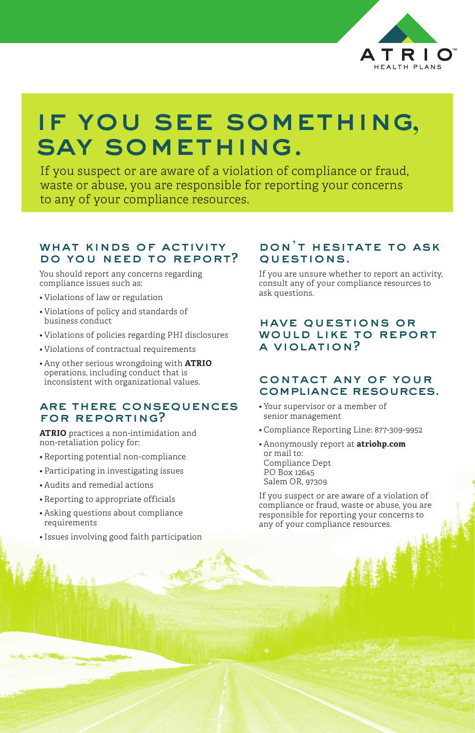ATRIO™ HEALTH PLANS

# IF YOU SEE SOMETHING, SAY SOMETHING.

If you suspect or are aware of a violation of compliance or fraud, waste or abuse, you are responsible for reporting your concerns to any of your compliance resources.

## WHAT KINDS OF ACTIVITY DO YOU NEED TO REPORT?

You should report any concerns regarding compliance issues such as:

- Violations of law or regulation
- Violations of policy and standards of business conduct
- Violations of policies regarding PHI disclosures
- Violations of contractual requirements
- Any other serious wrongdoing with **ATRIO** operations, including conduct that is inconsistent with organizational values.

## ARE THERE CONSEQUENCES FOR REPORTING?

**ATRIO** practices a non-intimidation and non-retaliation policy for:

- Reporting potential non-compliance
- Participating in investigating issues
- Audits and remedial actions
- Reporting to appropriate officials
- Asking questions about compliance requirements
- Issues involving good faith participation

## DON'T HESITATE TO ASK QUESTIONS.

If you are unsure whether to report an activity, consult any of your compliance resources to ask questions.

## HAVE QUESTIONS OR WOULD LIKE TO REPORT A VIOLATION?

## CONTACT ANY OF YOUR COMPLIANCE RESOURCES.

- Your supervisor or a member of senior management
- Compliance Reporting Line: 877-309-9952
- Anonymously report at **atriohp.com** or mail to:
  Compliance Dept
  PO Box 12645
  Salem OR, 97309

If you suspect or are aware of a violation of compliance or fraud, waste or abuse, you are responsible for reporting your concerns to any of your compliance resources.